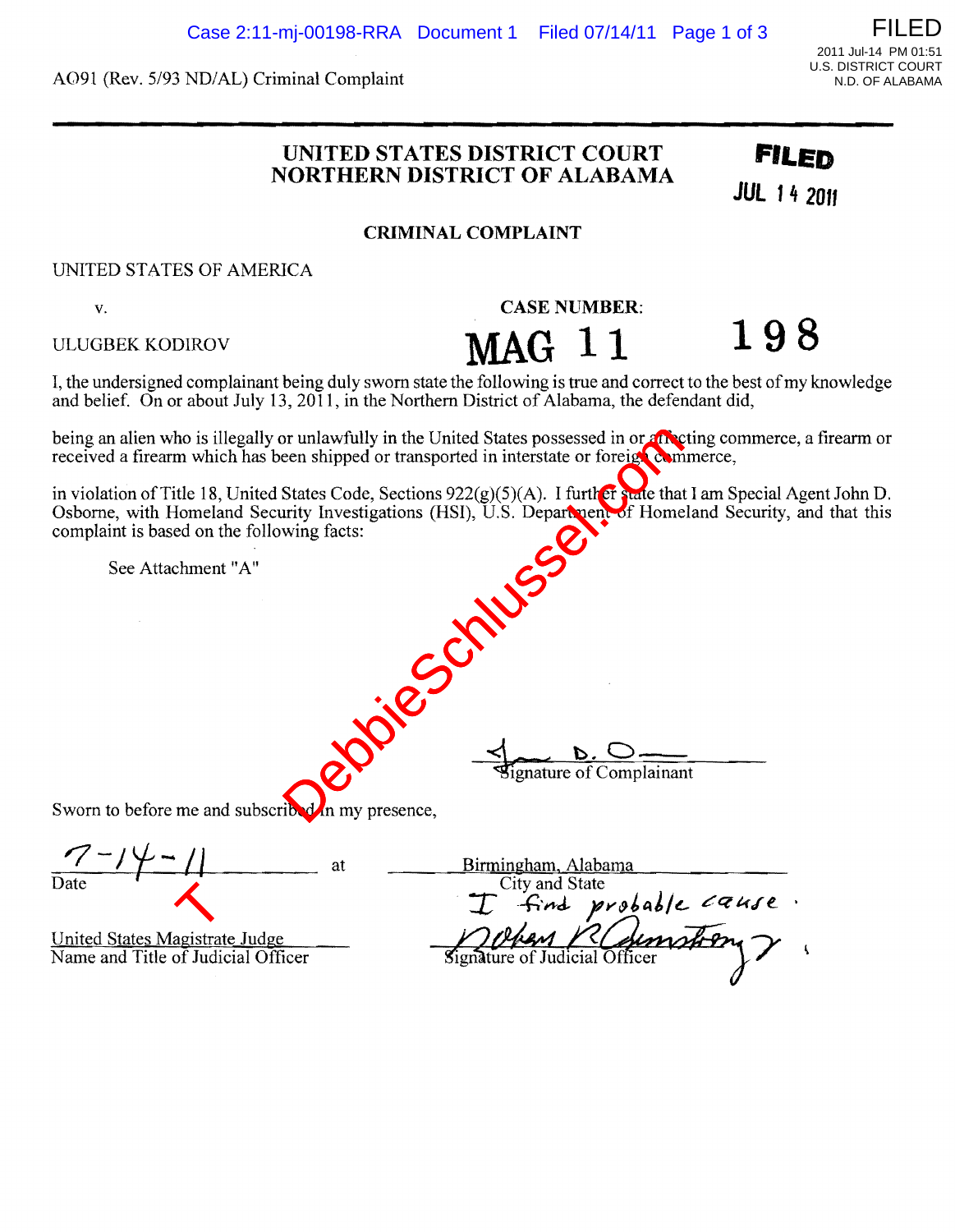AO91 (Rev. 5/93 ND/AL) Criminal Complaint

# UNITED STATES DISTRICT COURT
# NORTHERN DISTRICT OF ALABAMA

FILED
JUL 14 2011

## CRIMINAL COMPLAINT

UNITED STATES OF AMERICA

v.

ULUGBEK KODIROV

CASE NUMBER: MAG 11 198

I, the undersigned complainant being duly sworn state the following is true and correct to the best of my knowledge and belief. On or about July 13, 2011, in the Northern District of Alabama, the defendant did,

being an alien who is illegally or unlawfully in the United States possessed in or affecting commerce, a firearm or received a firearm which has been shipped or transported in interstate or foreign commerce,

in violation of Title 18, United States Code, Sections 922(g)(5)(A). I further state that I am Special Agent John D. Osborne, with Homeland Security Investigations (HSI), U.S. Department of Homeland Security, and that this complaint is based on the following facts:

See Attachment "A"

Signature of Complainant

Sworn to before me and subscribed in my presence,

7-14-11 at Birmingham, Alabama
Date City and State

I find probable cause.

United States Magistrate Judge
Name and Title of Judicial Officer

Signature of Judicial Officer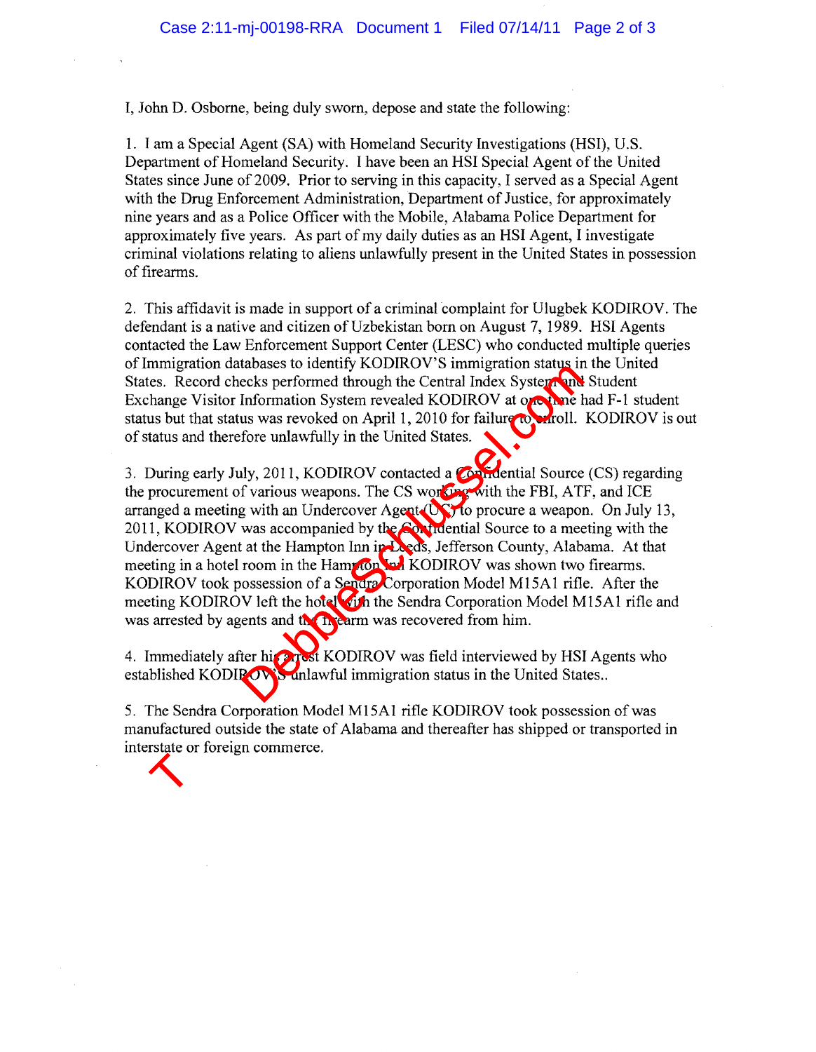I, John D. Osborne, being duly sworn, depose and state the following:

1. I am a Special Agent (SA) with Homeland Security Investigations (HSI), U.S. Department of Homeland Security. I have been an HSI Special Agent of the United States since June of 2009. Prior to serving in this capacity, I served as a Special Agent with the Drug Enforcement Administration, Department of Justice, for approximately nine years and as a Police Officer with the Mobile, Alabama Police Department for approximately five years. As part of my daily duties as an HSI Agent, I investigate criminal violations relating to aliens unlawfully present in the United States in possession of firearms.

2. This affidavit is made in support of a criminal complaint for Ulugbek KODIROV. The defendant is a native and citizen of Uzbekistan born on August 7, 1989. HSI Agents contacted the Law Enforcement Support Center (LESC) who conducted multiple queries of Immigration databases to identify KODIROV'S immigration status in the United States. Record checks performed through the Central Index System and Student Exchange Visitor Information System revealed KODIROV at one time had F-1 student status but that status was revoked on April 1, 2010 for failure to enroll. KODIROV is out of status and therefore unlawfully in the United States.

3. During early July, 2011, KODIROV contacted a Confidential Source (CS) regarding the procurement of various weapons. The CS working with the FBI, ATF, and ICE arranged a meeting with an Undercover Agent (UC) to procure a weapon. On July 13, 2011, KODIROV was accompanied by the Confidential Source to a meeting with the Undercover Agent at the Hampton Inn in Leeds, Jefferson County, Alabama. At that meeting in a hotel room in the Hampton Inn KODIROV was shown two firearms. KODIROV took possession of a Sendra Corporation Model M15A1 rifle. After the meeting KODIROV left the hotel with the Sendra Corporation Model M15A1 rifle and was arrested by agents and the firearm was recovered from him.

4. Immediately after his arrest KODIROV was field interviewed by HSI Agents who established KODIROV'S unlawful immigration status in the United States..

5. The Sendra Corporation Model M15A1 rifle KODIROV took possession of was manufactured outside the state of Alabama and thereafter has shipped or transported in interstate or foreign commerce.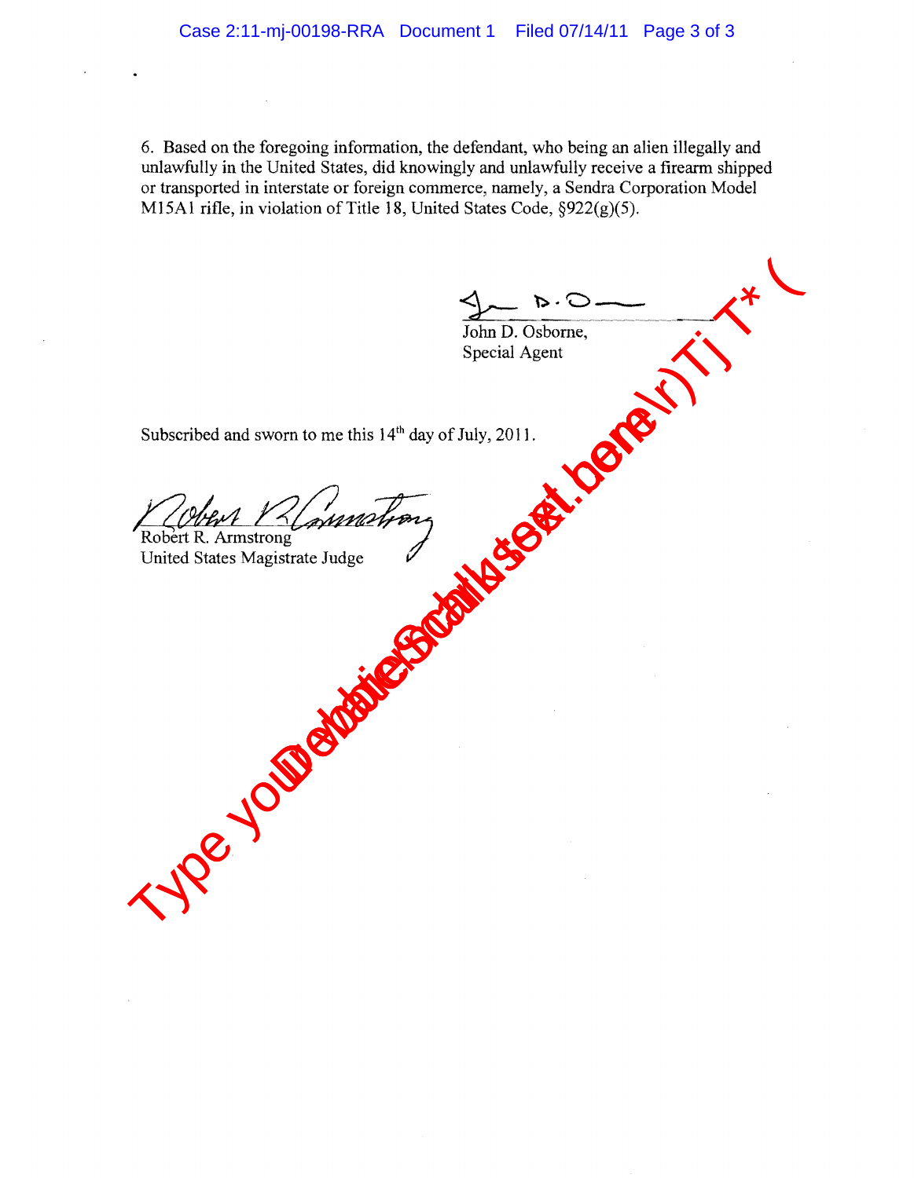6. Based on the foregoing information, the defendant, who being an alien illegally and unlawfully in the United States, did knowingly and unlawfully receive a firearm shipped or transported in interstate or foreign commerce, namely, a Sendra Corporation Model M15A1 rifle, in violation of Title 18, United States Code, §922(g)(5).

John D. Osborne,
Special Agent

Subscribed and sworn to me this 14th day of July, 2011.

Robert R. Armstrong
United States Magistrate Judge